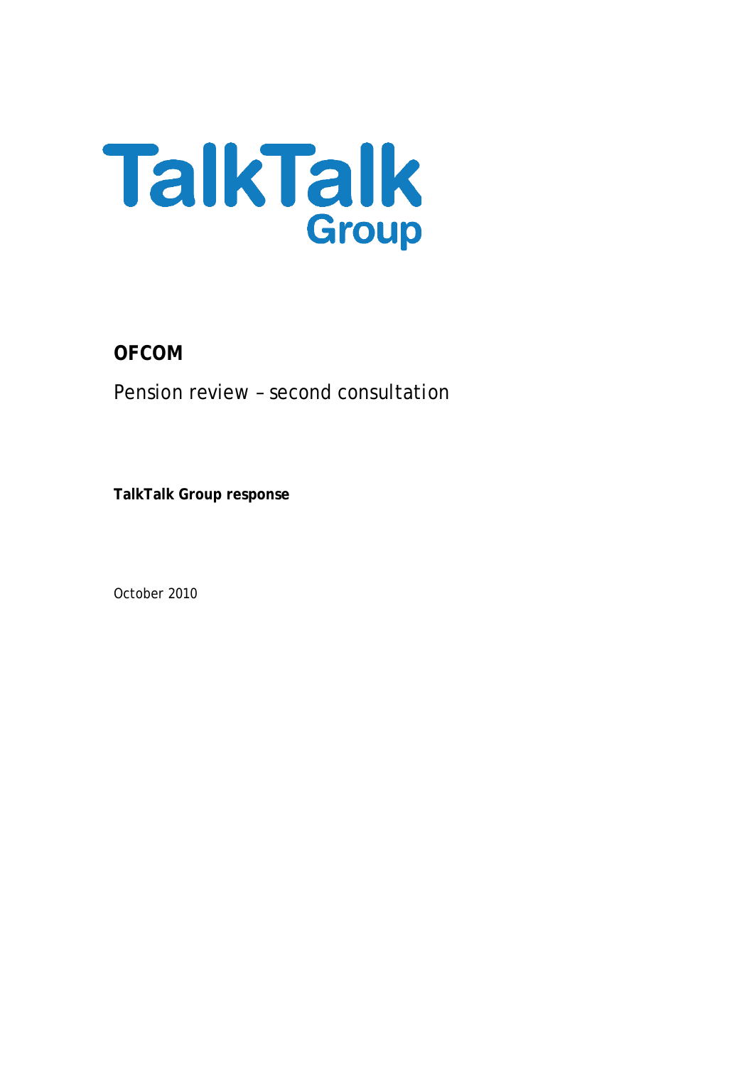TalkTalk Group

**OFCOM**

Pension review – second consultation

**TalkTalk Group response**

October 2010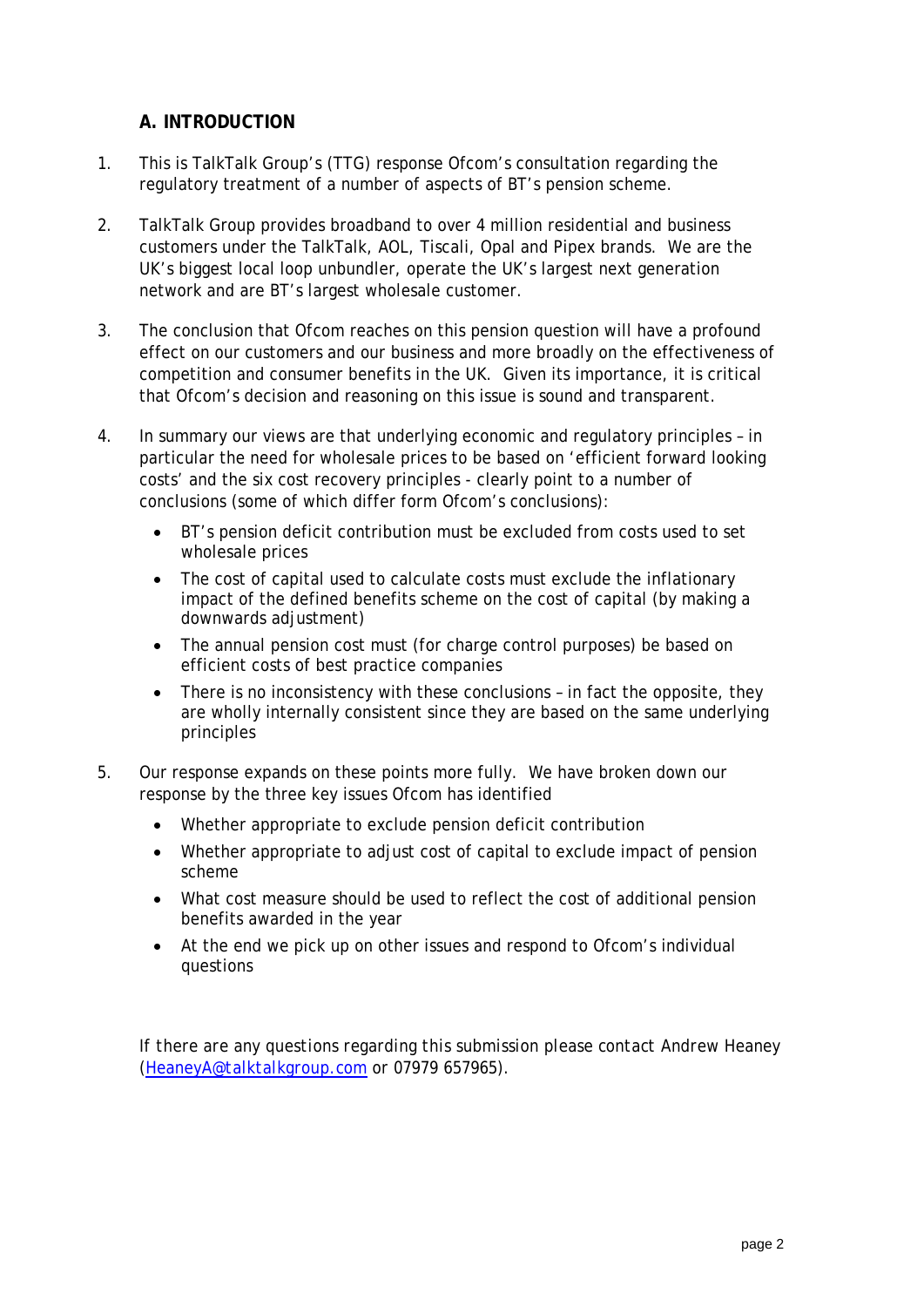## A. INTRODUCTION

1. This is TalkTalk Group's (TTG) response Ofcom's consultation regarding the regulatory treatment of a number of aspects of BT's pension scheme.

2. TalkTalk Group provides broadband to over 4 million residential and business customers under the TalkTalk, AOL, Tiscali, Opal and Pipex brands. We are the UK's biggest local loop unbundler, operate the UK's largest next generation network and are BT's largest wholesale customer.

3. The conclusion that Ofcom reaches on this pension question will have a profound effect on our customers and our business and more broadly on the effectiveness of competition and consumer benefits in the UK. Given its importance, it is critical that Ofcom's decision and reasoning on this issue is sound and transparent.

4. In summary our views are that underlying economic and regulatory principles – in particular the need for wholesale prices to be based on 'efficient forward looking costs' and the six cost recovery principles - clearly point to a number of conclusions (some of which differ form Ofcom's conclusions):
   - BT's pension deficit contribution must be excluded from costs used to set wholesale prices
   - The cost of capital used to calculate costs must exclude the inflationary impact of the defined benefits scheme on the cost of capital (by making a downwards adjustment)
   - The annual pension cost must (for charge control purposes) be based on efficient costs of best practice companies
   - There is no inconsistency with these conclusions – in fact the opposite, they are wholly internally consistent since they are based on the same underlying principles

5. Our response expands on these points more fully. We have broken down our response by the three key issues Ofcom has identified
   - Whether appropriate to exclude pension deficit contribution
   - Whether appropriate to adjust cost of capital to exclude impact of pension scheme
   - What cost measure should be used to reflect the cost of additional pension benefits awarded in the year
   - At the end we pick up on other issues and respond to Ofcom's individual questions

*If there are any questions regarding this submission please contact Andrew Heaney (HeaneyA@talktalkgroup.com or 07979 657965).*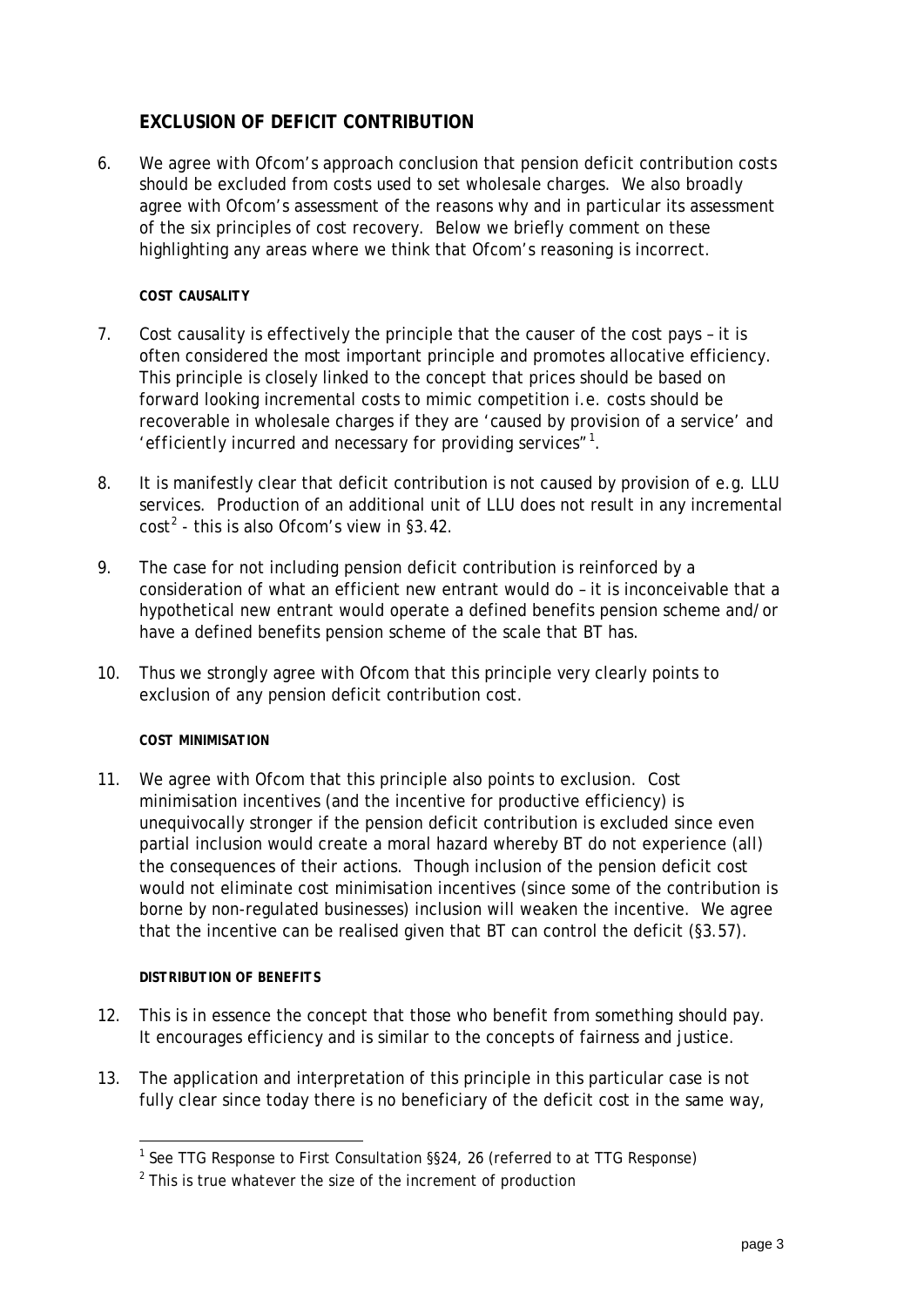## EXCLUSION OF DEFICIT CONTRIBUTION

6. We agree with Ofcom's approach conclusion that pension deficit contribution costs should be excluded from costs used to set wholesale charges. We also broadly agree with Ofcom's assessment of the reasons why and in particular its assessment of the six principles of cost recovery. Below we briefly comment on these highlighting any areas where we think that Ofcom's reasoning is incorrect.

### COST CAUSALITY

7. Cost causality is effectively the principle that the causer of the cost pays – it is often considered the most important principle and promotes allocative efficiency. This principle is closely linked to the concept that prices should be based on forward looking incremental costs to mimic competition i.e. costs should be recoverable in wholesale charges if they are 'caused by provision of a service' and 'efficiently incurred and necessary for providing services"[1].

8. It is manifestly clear that deficit contribution is not caused by provision of e.g. LLU services. Production of an additional unit of LLU does not result in any incremental cost[2] - this is also Ofcom's view in §3.42.

9. The case for not including pension deficit contribution is reinforced by a consideration of what an efficient new entrant would do – it is inconceivable that a hypothetical new entrant would operate a defined benefits pension scheme and/or have a defined benefits pension scheme of the scale that BT has.

10. Thus we strongly agree with Ofcom that this principle very clearly points to exclusion of any pension deficit contribution cost.

### COST MINIMISATION

11. We agree with Ofcom that this principle also points to exclusion. Cost minimisation incentives (and the incentive for productive efficiency) is unequivocally stronger if the pension deficit contribution is excluded since even partial inclusion would create a moral hazard whereby BT do not experience (all) the consequences of their actions. Though inclusion of the pension deficit cost would not eliminate cost minimisation incentives (since some of the contribution is borne by non-regulated businesses) inclusion will weaken the incentive. We agree that the incentive can be realised given that BT can control the deficit (§3.57).

### DISTRIBUTION OF BENEFITS

12. This is in essence the concept that those who benefit from something should pay. It encourages efficiency and is similar to the concepts of fairness and justice.

13. The application and interpretation of this principle in this particular case is not fully clear since today there is no beneficiary of the deficit cost in the same way,

---

[1] See TTG Response to First Consultation §§24, 26 (referred to at TTG Response)

[2] This is true whatever the size of the increment of production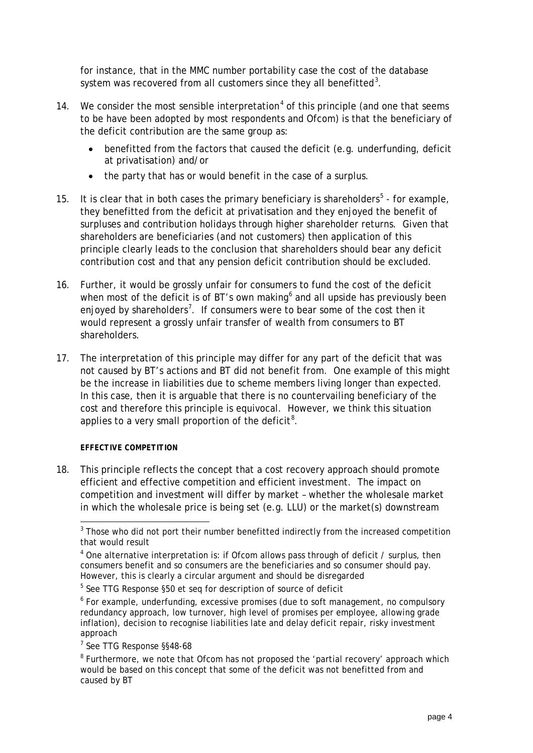for instance, that in the MMC number portability case the cost of the database system was recovered from all customers since they all benefitted[3].

14. We consider the most sensible interpretation[4] of this principle (and one that seems to be have been adopted by most respondents and Ofcom) is that the beneficiary of the deficit contribution are the same group as:
    - benefitted from the factors that caused the deficit (e.g. underfunding, deficit at privatisation) and/or
    - the party that has or would benefit in the case of a surplus.

15. It is clear that in both cases the primary beneficiary is shareholders[5] - for example, they benefitted from the deficit at privatisation and they enjoyed the benefit of surpluses and contribution holidays through higher shareholder returns. Given that shareholders are beneficiaries (and not customers) then application of this principle clearly leads to the conclusion that shareholders should bear any deficit contribution cost and that any pension deficit contribution should be excluded.

16. Further, it would be grossly unfair for consumers to fund the cost of the deficit when most of the deficit is of BT's own making[6] and all upside has previously been enjoyed by shareholders[7]. If consumers were to bear some of the cost then it would represent a grossly unfair transfer of wealth from consumers to BT shareholders.

17. The interpretation of this principle may differ for any part of the deficit that was not caused by BT's actions and BT did not benefit from. One example of this might be the increase in liabilities due to scheme members living longer than expected. In this case, then it is arguable that there is no countervailing beneficiary of the cost and therefore this principle is equivocal. However, we think this situation applies to a very small proportion of the deficit[8].

#### EFFECTIVE COMPETITION

18. This principle reflects the concept that a cost recovery approach should promote efficient and effective competition and efficient investment. The impact on competition and investment will differ by market – whether the wholesale market in which the wholesale price is being set (e.g. LLU) or the market(s) downstream

---

[3] Those who did not port their number benefitted indirectly from the increased competition that would result

[4] One alternative interpretation is: if Ofcom allows pass through of deficit / surplus, then consumers benefit and so consumers are the beneficiaries and so consumer should pay. However, this is clearly a circular argument and should be disregarded

[5] See TTG Response §50 et seq for description of source of deficit

[6] For example, underfunding, excessive promises (due to soft management, no compulsory redundancy approach, low turnover, high level of promises per employee, allowing grade inflation), decision to recognise liabilities late and delay deficit repair, risky investment approach

[7] See TTG Response §§48-68

[8] Furthermore, we note that Ofcom has not proposed the 'partial recovery' approach which would be based on this concept that some of the deficit was not benefitted from and caused by BT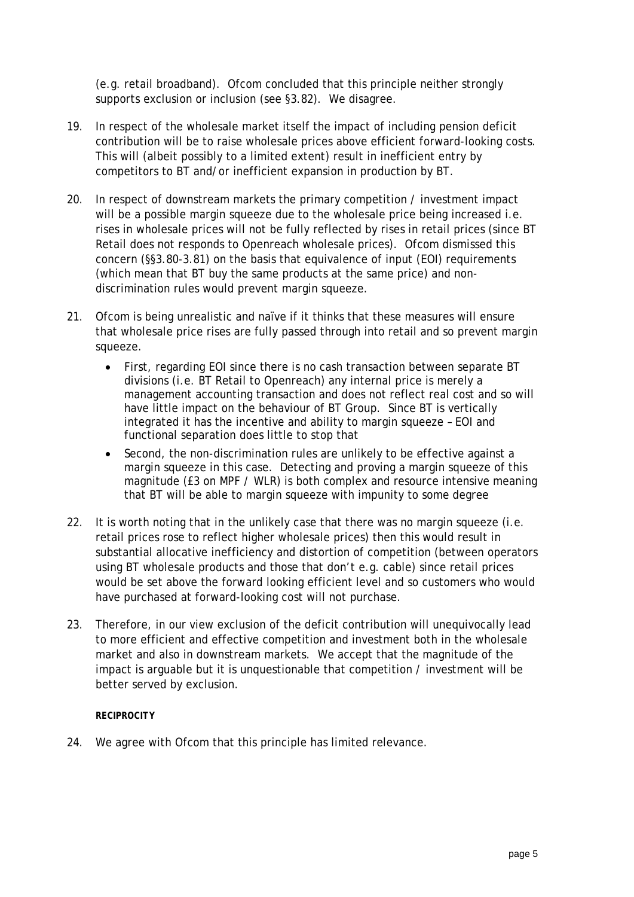(e.g. retail broadband). Ofcom concluded that this principle neither strongly supports exclusion or inclusion (see §3.82). We disagree.

19. In respect of the wholesale market itself the impact of including pension deficit contribution will be to raise wholesale prices above efficient forward-looking costs. This will (albeit possibly to a limited extent) result in inefficient entry by competitors to BT and/or inefficient expansion in production by BT.

20. In respect of downstream markets the primary competition / investment impact will be a possible margin squeeze due to the wholesale price being increased i.e. rises in wholesale prices will not be fully reflected by rises in retail prices (since BT Retail does not responds to Openreach wholesale prices). Ofcom dismissed this concern (§§3.80-3.81) on the basis that equivalence of input (EOI) requirements (which mean that BT buy the same products at the same price) and non-discrimination rules would prevent margin squeeze.

21. Ofcom is being unrealistic and naïve if it thinks that these measures will ensure that wholesale price rises are fully passed through into retail and so prevent margin squeeze.
    - First, regarding EOI since there is no cash transaction between separate BT divisions (i.e. BT Retail to Openreach) any internal price is merely a management accounting transaction and does not reflect real cost and so will have little impact on the behaviour of BT Group. Since BT is vertically integrated it has the incentive and ability to margin squeeze – EOI and functional separation does little to stop that
    - Second, the non-discrimination rules are unlikely to be effective against a margin squeeze in this case. Detecting and proving a margin squeeze of this magnitude (£3 on MPF / WLR) is both complex and resource intensive meaning that BT will be able to margin squeeze with impunity to some degree

22. It is worth noting that in the unlikely case that there was no margin squeeze (i.e. retail prices rose to reflect higher wholesale prices) then this would result in substantial allocative inefficiency and distortion of competition (between operators using BT wholesale products and those that don't e.g. cable) since retail prices would be set above the forward looking efficient level and so customers who would have purchased at forward-looking cost will not purchase.

23. Therefore, in our view exclusion of the deficit contribution will unequivocally lead to more efficient and effective competition and investment both in the wholesale market and also in downstream markets. We accept that the magnitude of the impact is arguable but it is unquestionable that competition / investment will be better served by exclusion.

**RECIPROCITY**

24. We agree with Ofcom that this principle has limited relevance.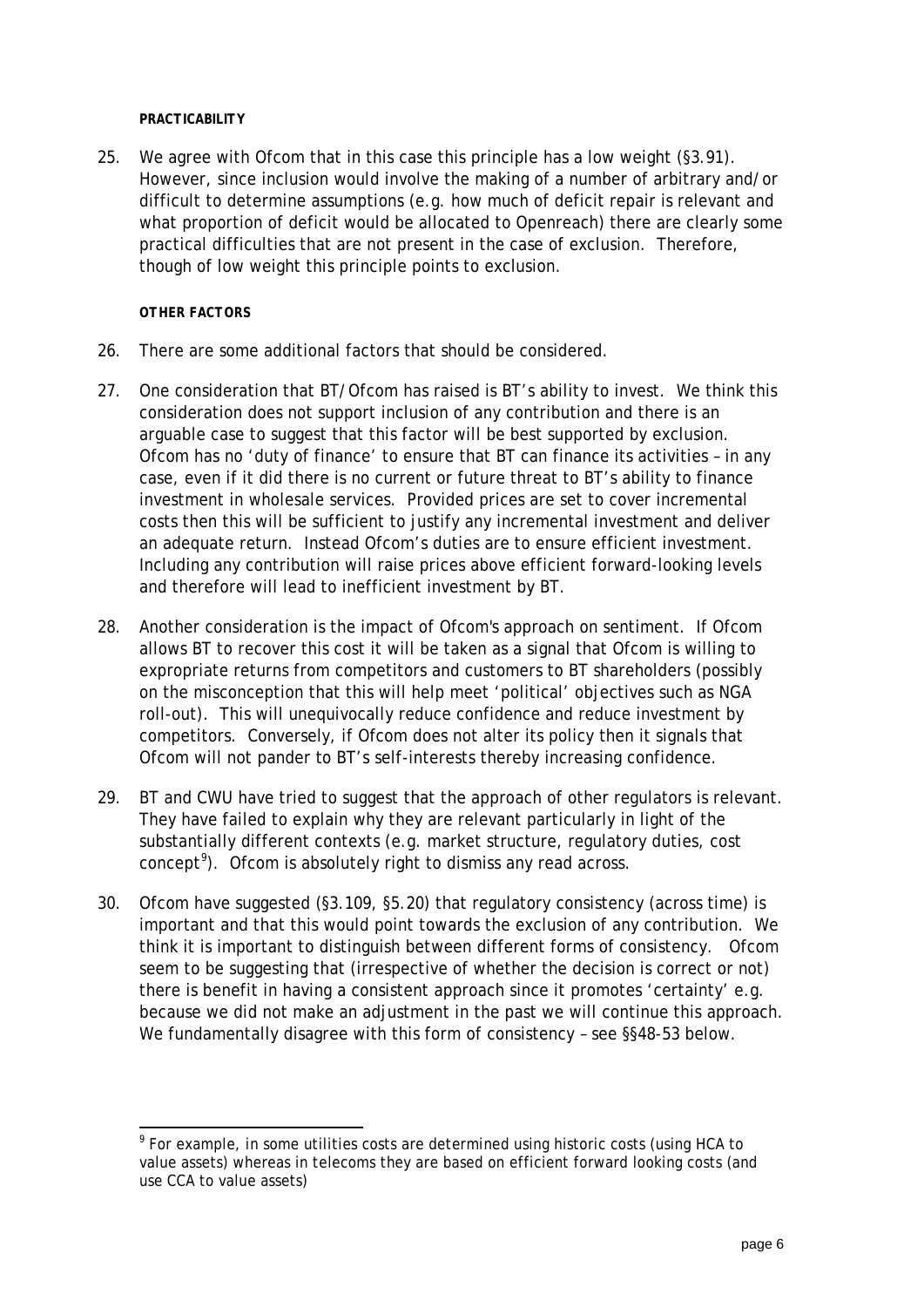**PRACTICABILITY**

25. We agree with Ofcom that in this case this principle has a low weight (§3.91). However, since inclusion would involve the making of a number of arbitrary and/or difficult to determine assumptions (e.g. how much of deficit repair is relevant and what proportion of deficit would be allocated to Openreach) there are clearly some practical difficulties that are not present in the case of exclusion. Therefore, though of low weight this principle points to exclusion.

**OTHER FACTORS**

26. There are some additional factors that should be considered.

27. One consideration that BT/Ofcom has raised is BT's ability to invest. We think this consideration does not support inclusion of any contribution and there is an arguable case to suggest that this factor will be best supported by exclusion. Ofcom has no 'duty of finance' to ensure that BT can finance its activities – in any case, even if it did there is no current or future threat to BT's ability to finance investment in wholesale services. Provided prices are set to cover incremental costs then this will be sufficient to justify any incremental investment and deliver an adequate return. Instead Ofcom's duties are to ensure efficient investment. Including any contribution will raise prices above efficient forward-looking levels and therefore will lead to inefficient investment by BT.

28. Another consideration is the impact of Ofcom's approach on sentiment. If Ofcom allows BT to recover this cost it will be taken as a signal that Ofcom is willing to expropriate returns from competitors and customers to BT shareholders (possibly on the misconception that this will help meet 'political' objectives such as NGA roll-out). This will unequivocally reduce confidence and reduce investment by competitors. Conversely, if Ofcom does not alter its policy then it signals that Ofcom will not pander to BT's self-interests thereby increasing confidence.

29. BT and CWU have tried to suggest that the approach of other regulators is relevant. They have failed to explain why they are relevant particularly in light of the substantially different contexts (e.g. market structure, regulatory duties, cost concept[9]). Ofcom is absolutely right to dismiss any read across.

30. Ofcom have suggested (§3.109, §5.20) that regulatory consistency (across time) is important and that this would point towards the exclusion of any contribution. We think it is important to distinguish between different forms of consistency. Ofcom seem to be suggesting that (irrespective of whether the decision is correct or not) there is benefit in having a consistent approach since it promotes 'certainty' e.g. because we did not make an adjustment in the past we will continue this approach. We fundamentally disagree with this form of consistency – see §§48-53 below.

[9] For example, in some utilities costs are determined using historic costs (using HCA to value assets) whereas in telecoms they are based on efficient forward looking costs (and use CCA to value assets)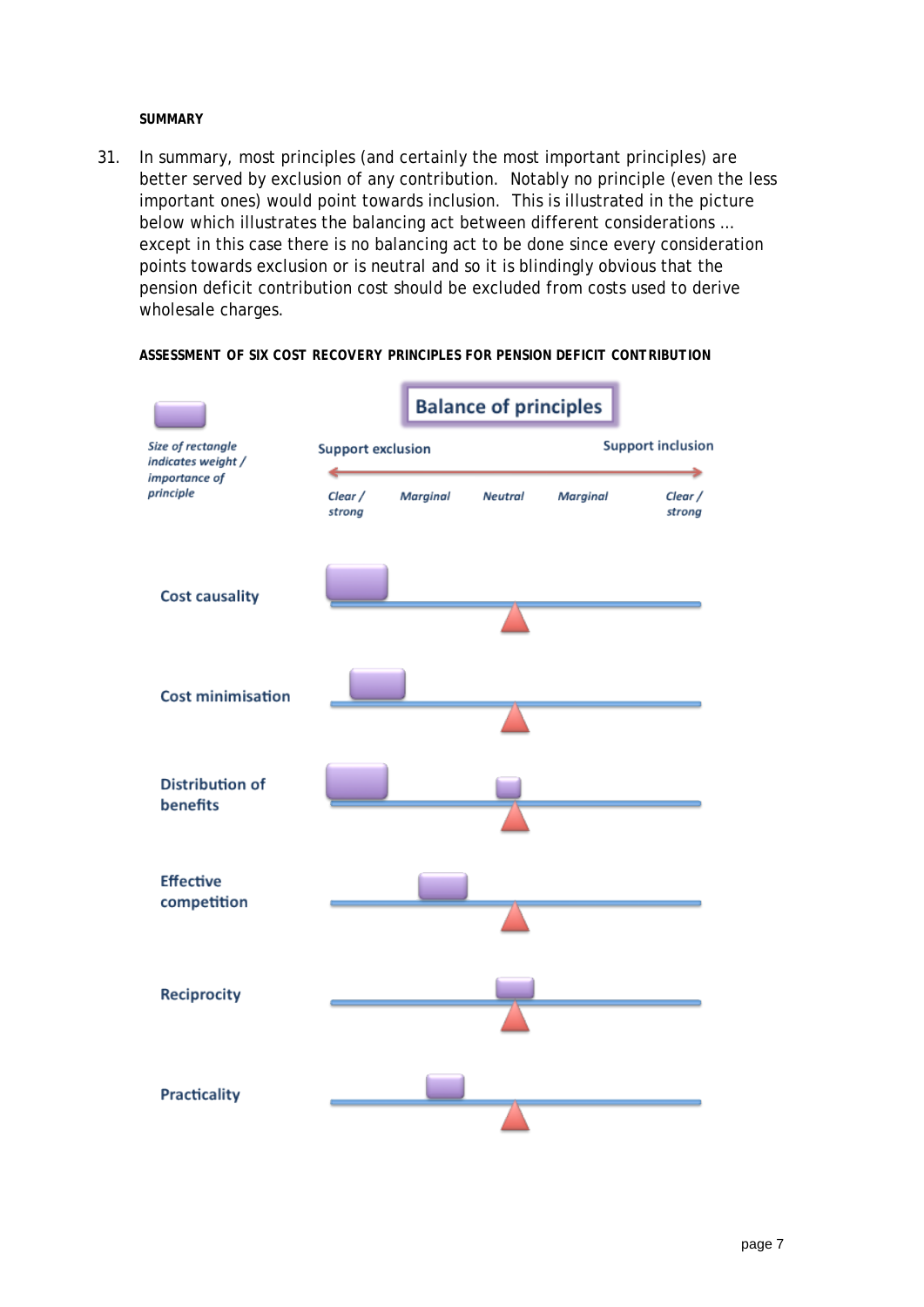## SUMMARY

31. In summary, most principles (and certainly the most important principles) are better served by exclusion of any contribution. Notably no principle (even the less important ones) would point towards inclusion. This is illustrated in the picture below which illustrates the balancing act between different considerations … except in this case there is no balancing act to be done since every consideration points towards exclusion or is neutral and so it is blindingly obvious that the pension deficit contribution cost should be excluded from costs used to derive wholesale charges.

**ASSESSMENT OF SIX COST RECOVERY PRINCIPLES FOR PENSION DEFICIT CONTRIBUTION**

Balance of principles

*Size of rectangle indicates weight / importance of principle*

Support exclusion

Support inclusion

*Clear / strong*

*Marginal*

*Neutral*

*Marginal*

*Clear / strong*

Cost causality

Cost minimisation

Distribution of benefits

Effective competition

Reciprocity

Practicality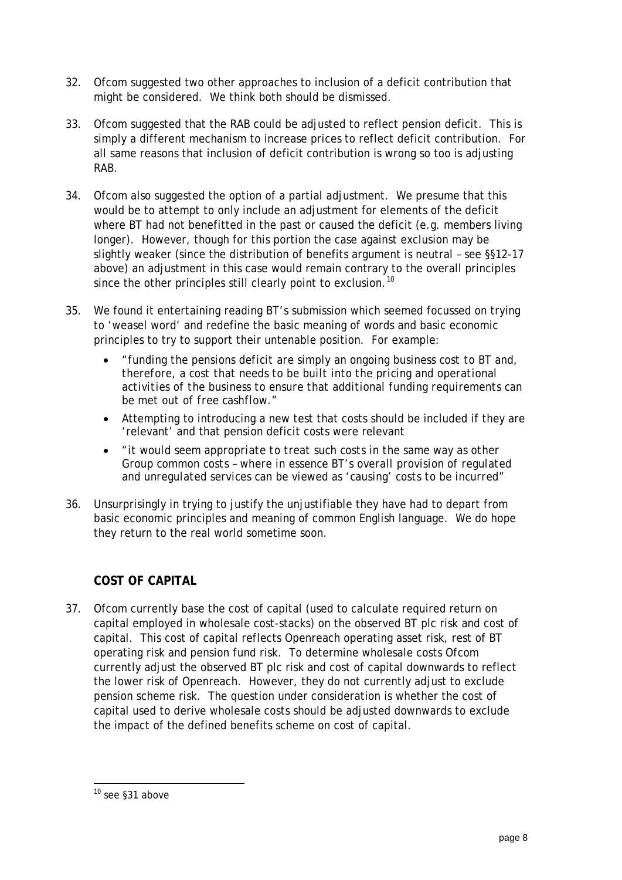32. Ofcom suggested two other approaches to inclusion of a deficit contribution that might be considered. We think both should be dismissed.

33. Ofcom suggested that the RAB could be adjusted to reflect pension deficit. This is simply a different mechanism to increase prices to reflect deficit contribution. For all same reasons that inclusion of deficit contribution is wrong so too is adjusting RAB.

34. Ofcom also suggested the option of a partial adjustment. We presume that this would be to attempt to only include an adjustment for elements of the deficit where BT had not benefitted in the past or caused the deficit (e.g. members living longer). However, though for this portion the case against exclusion may be slightly weaker (since the distribution of benefits argument is neutral – see §§12-17 above) an adjustment in this case would remain contrary to the overall principles since the other principles still clearly point to exclusion.[10]

35. We found it entertaining reading BT's submission which seemed focussed on trying to 'weasel word' and redefine the basic meaning of words and basic economic principles to try to support their untenable position. For example:
    - *"funding the pensions deficit are simply an ongoing business cost to BT and, therefore, a cost that needs to be built into the pricing and operational activities of the business to ensure that additional funding requirements can be met out of free cashflow."*
    - Attempting to introducing a new test that costs should be included if they are 'relevant' and that pension deficit costs were relevant
    - *"it would seem appropriate to treat such costs in the same way as other Group common costs – where in essence BT's overall provision of regulated and unregulated services can be viewed as 'causing' costs to be incurred"*

36. Unsurprisingly in trying to justify the unjustifiable they have had to depart from basic economic principles and meaning of common English language. We do hope they return to the real world sometime soon.

## COST OF CAPITAL

37. Ofcom currently base the cost of capital (used to calculate required return on capital employed in wholesale cost-stacks) on the observed BT plc risk and cost of capital. This cost of capital reflects Openreach operating asset risk, rest of BT operating risk and pension fund risk. To determine wholesale costs Ofcom currently adjust the observed BT plc risk and cost of capital downwards to reflect the lower risk of Openreach. However, they do not currently adjust to exclude pension scheme risk. The question under consideration is whether the cost of capital used to derive wholesale costs should be adjusted downwards to exclude the impact of the defined benefits scheme on cost of capital.

---

[10] see §31 above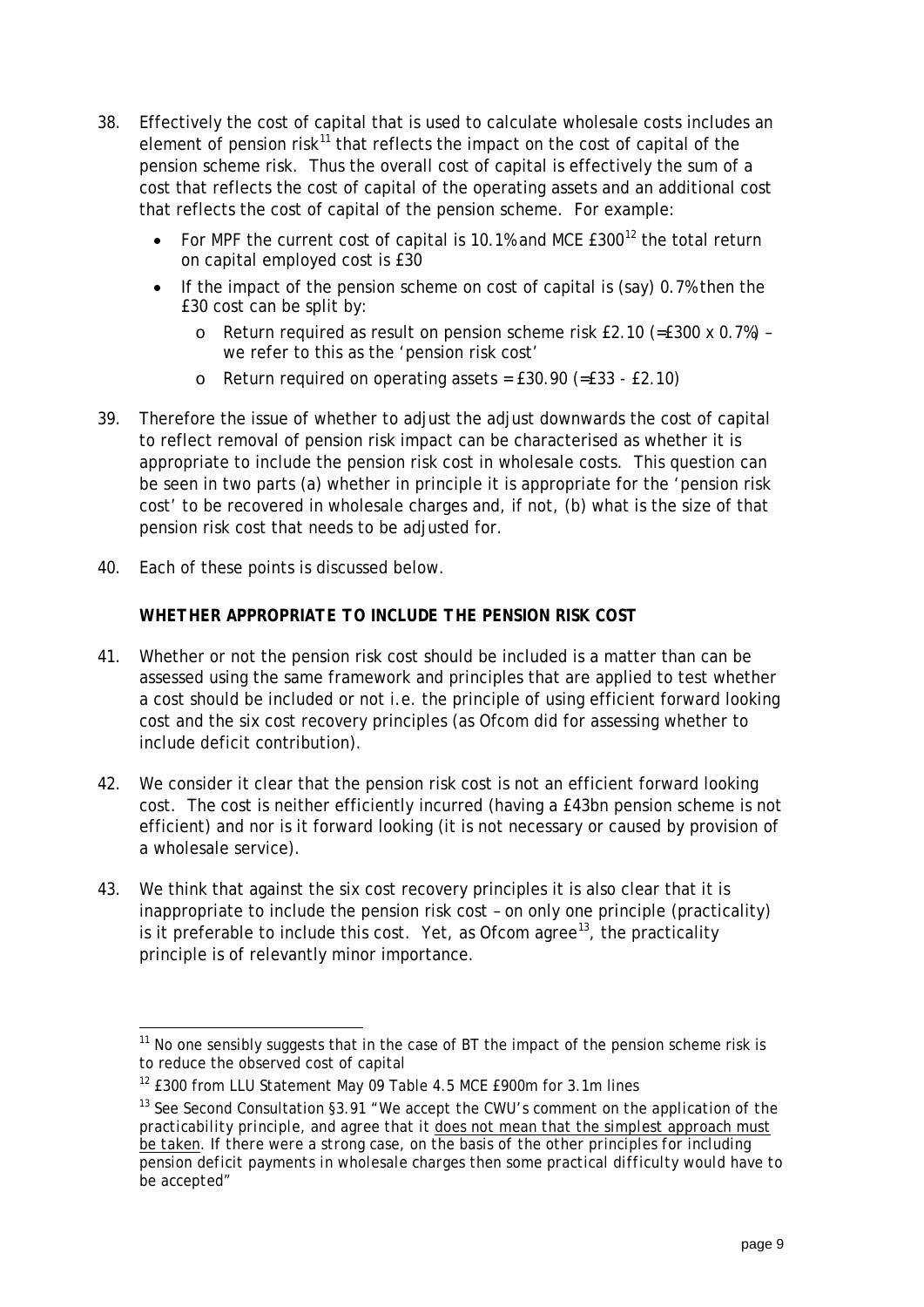38. Effectively the cost of capital that is used to calculate wholesale costs includes an element of pension risk[11] that reflects the impact on the cost of capital of the pension scheme risk. Thus the overall cost of capital is effectively the sum of a cost that reflects the cost of capital of the operating assets and an additional cost that reflects the cost of capital of the pension scheme. For example:

    - For MPF the current cost of capital is 10.1% and MCE £300[12] the total return on capital employed cost is £30
    - If the impact of the pension scheme on cost of capital is (say) 0.7% then the £30 cost can be split by:
        - Return required as result on pension scheme risk £2.10 (=£300 x 0.7%) – we refer to this as the 'pension risk cost'
        - Return required on operating assets = £30.90 (=£33 - £2.10)

39. Therefore the issue of whether to adjust the adjust downwards the cost of capital to reflect removal of pension risk impact can be characterised as whether it is appropriate to include the pension risk cost in wholesale costs. This question can be seen in two parts (a) whether in principle it is appropriate for the 'pension risk cost' to be recovered in wholesale charges and, if not, (b) what is the size of that pension risk cost that needs to be adjusted for.

40. Each of these points is discussed below.

**WHETHER APPROPRIATE TO INCLUDE THE PENSION RISK COST**

41. Whether or not the pension risk cost should be included is a matter than can be assessed using the same framework and principles that are applied to test whether a cost should be included or not i.e. the principle of using efficient forward looking cost and the six cost recovery principles (as Ofcom did for assessing whether to include deficit contribution).

42. We consider it clear that the pension risk cost is not an efficient forward looking cost. The cost is neither efficiently incurred (having a £43bn pension scheme is not efficient) and nor is it forward looking (it is not necessary or caused by provision of a wholesale service).

43. We think that against the six cost recovery principles it is also clear that it is inappropriate to include the pension risk cost – on only one principle (practicality) is it preferable to include this cost. Yet, as Ofcom agree[13], the practicality principle is of relevantly minor importance.

---

[11] No one sensibly suggests that in the case of BT the impact of the pension scheme risk is to reduce the observed cost of capital

[12] £300 from LLU Statement May 09 Table 4.5 MCE £900m for 3.1m lines

[13] See Second Consultation §3.91 "*We accept the CWU's comment on the application of the practicability principle, and agree that it* <u>*does not mean that the simplest approach must be taken*</u>*. If there were a strong case, on the basis of the other principles for including pension deficit payments in wholesale charges then some practical difficulty would have to be accepted*"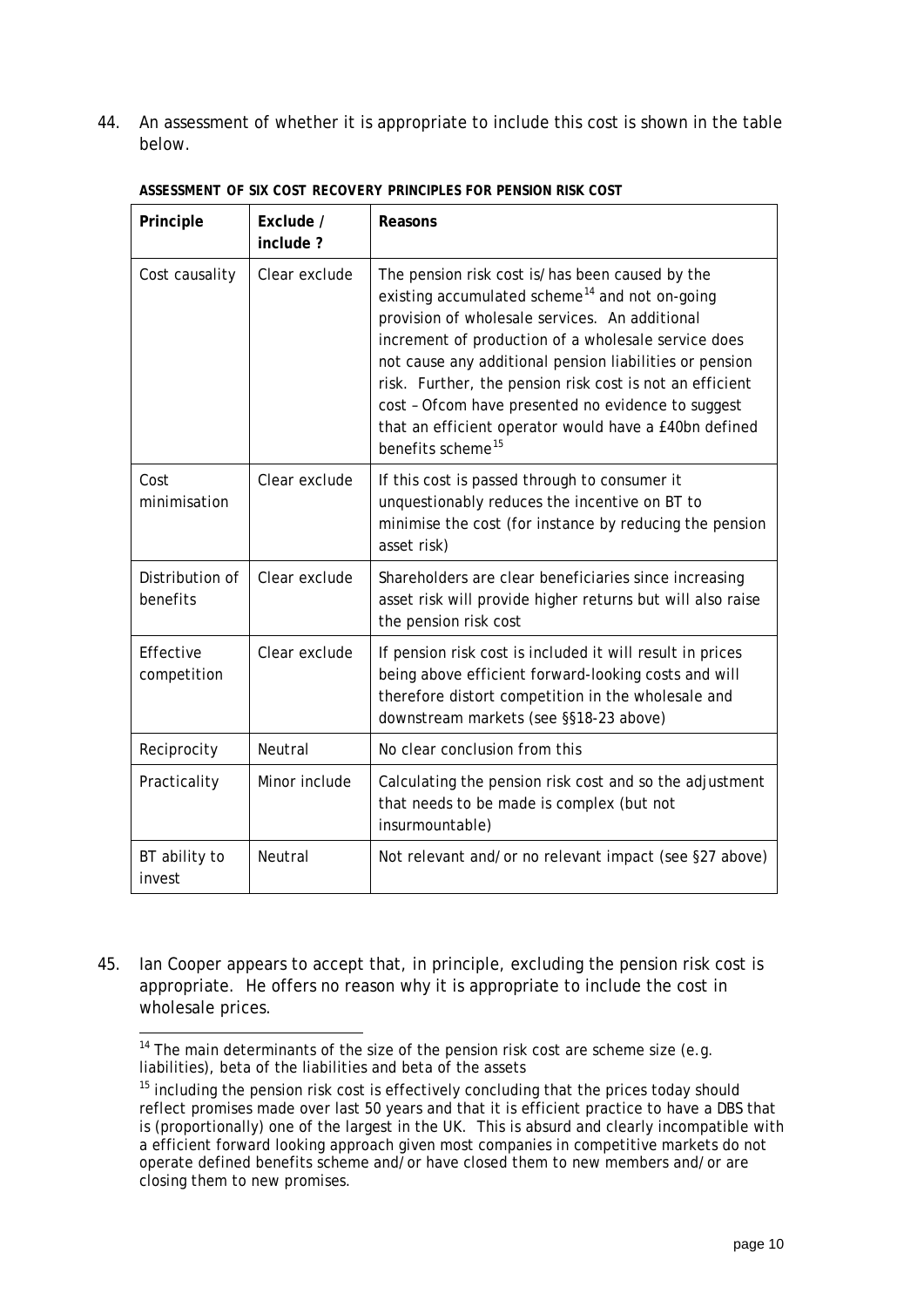44. An assessment of whether it is appropriate to include this cost is shown in the table below.

**ASSESSMENT OF SIX COST RECOVERY PRINCIPLES FOR PENSION RISK COST**

| Principle | Exclude / include ? | Reasons |
|---|---|---|
| Cost causality | Clear exclude | The pension risk cost is/has been caused by the existing accumulated scheme[14] and not on-going provision of wholesale services. An additional increment of production of a wholesale service does not cause any additional pension liabilities or pension risk. Further, the pension risk cost is not an efficient cost – Ofcom have presented no evidence to suggest that an efficient operator would have a £40bn defined benefits scheme[15] |
| Cost minimisation | Clear exclude | If this cost is passed through to consumer it unquestionably reduces the incentive on BT to minimise the cost (for instance by reducing the pension asset risk) |
| Distribution of benefits | Clear exclude | Shareholders are clear beneficiaries since increasing asset risk will provide higher returns but will also raise the pension risk cost |
| Effective competition | Clear exclude | If pension risk cost is included it will result in prices being above efficient forward-looking costs and will therefore distort competition in the wholesale and downstream markets (see §§18-23 above) |
| Reciprocity | Neutral | No clear conclusion from this |
| Practicality | Minor include | Calculating the pension risk cost and so the adjustment that needs to be made is complex (but not insurmountable) |
| BT ability to invest | Neutral | Not relevant and/or no relevant impact (see §27 above) |

45. Ian Cooper appears to accept that, in principle, excluding the pension risk cost is appropriate. He offers no reason why it is appropriate to include the cost in wholesale prices.

[14] The main determinants of the size of the pension risk cost are scheme size (e.g. liabilities), beta of the liabilities and beta of the assets

[15] including the pension risk cost is effectively concluding that the prices today should reflect promises made over last 50 years and that it is efficient practice to have a DBS that is (proportionally) one of the largest in the UK. This is absurd and clearly incompatible with a efficient forward looking approach given most companies in competitive markets do not operate defined benefits scheme and/or have closed them to new members and/or are closing them to new promises.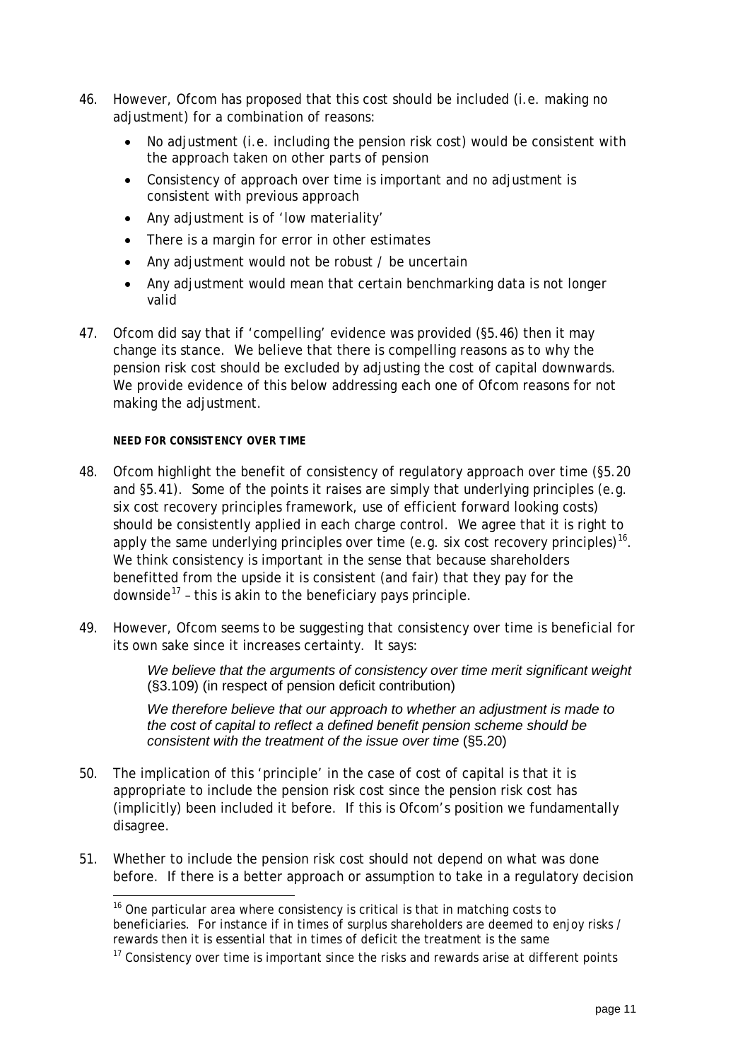46. However, Ofcom has proposed that this cost should be included (i.e. making no adjustment) for a combination of reasons:

    - No adjustment (i.e. including the pension risk cost) would be consistent with the approach taken on other parts of pension
    - Consistency of approach over time is important and no adjustment is consistent with previous approach
    - Any adjustment is of 'low materiality'
    - There is a margin for error in other estimates
    - Any adjustment would not be robust / be uncertain
    - Any adjustment would mean that certain benchmarking data is not longer valid

47. Ofcom did say that if 'compelling' evidence was provided (§5.46) then it may change its stance. We believe that there is compelling reasons as to why the pension risk cost should be excluded by adjusting the cost of capital downwards. We provide evidence of this below addressing each one of Ofcom reasons for not making the adjustment.

#### NEED FOR CONSISTENCY OVER TIME

48. Ofcom highlight the benefit of consistency of regulatory approach over time (§5.20 and §5.41). Some of the points it raises are simply that underlying principles (e.g. six cost recovery principles framework, use of efficient forward looking costs) should be consistently applied in each charge control. We agree that it is right to apply the same underlying principles over time (e.g. six cost recovery principles)[16]. We think consistency is important in the sense that because shareholders benefitted from the upside it is consistent (and fair) that they pay for the downside[17] – this is akin to the beneficiary pays principle.

49. However, Ofcom seems to be suggesting that consistency over time is beneficial for its own sake since it increases certainty. It says:

    > *We believe that the arguments of consistency over time merit significant weight* (§3.109) (in respect of pension deficit contribution)
    >
    > *We therefore believe that our approach to whether an adjustment is made to the cost of capital to reflect a defined benefit pension scheme should be consistent with the treatment of the issue over time* (§5.20)

50. The implication of this 'principle' in the case of cost of capital is that it is appropriate to include the pension risk cost since the pension risk cost has (implicitly) been included it before. If this is Ofcom's position we fundamentally disagree.

51. Whether to include the pension risk cost should not depend on what was done before. If there is a better approach or assumption to take in a regulatory decision

[16] One particular area where consistency is critical is that in matching costs to beneficiaries. For instance if in times of surplus shareholders are deemed to enjoy risks / rewards then it is essential that in times of deficit the treatment is the same

[17] Consistency over time is important since the risks and rewards arise at different points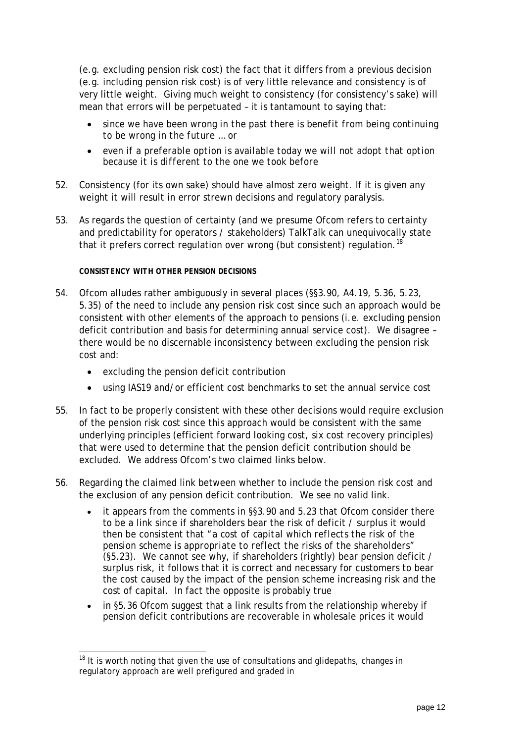(e.g. excluding pension risk cost) the fact that it differs from a previous decision (e.g. including pension risk cost) is of very little relevance and consistency is of very little weight. Giving much weight to consistency (for consistency's sake) will mean that errors will be perpetuated – it is tantamount to saying that:

- *since we have been wrong in the past there is benefit from being continuing to be wrong in the future … or*
- *even if a preferable option is available today we will not adopt that option because it is different to the one we took before*

52. Consistency (for its own sake) should have almost zero weight. If it is given any weight it will result in error strewn decisions and regulatory paralysis.

53. As regards the question of certainty (and we presume Ofcom refers to certainty and predictability for operators / stakeholders) TalkTalk can unequivocally state that it prefers correct regulation over wrong (but consistent) regulation.[18]

**CONSISTENCY WITH OTHER PENSION DECISIONS**

54. Ofcom alludes rather ambiguously in several places (§§3.90, A4.19, 5.36, 5.23, 5.35) of the need to include any pension risk cost since such an approach would be consistent with other elements of the approach to pensions (i.e. excluding pension deficit contribution and basis for determining annual service cost). We disagree – there would be no discernable inconsistency between excluding the pension risk cost and:
    - excluding the pension deficit contribution
    - using IAS19 and/or efficient cost benchmarks to set the annual service cost

55. In fact to be properly consistent with these other decisions would require exclusion of the pension risk cost since this approach would be consistent with the same underlying principles (efficient forward looking cost, six cost recovery principles) that were used to determine that the pension deficit contribution should be excluded. We address Ofcom's two claimed links below.

56. Regarding the claimed link between whether to include the pension risk cost and the exclusion of any pension deficit contribution. We see no valid link.
    - it appears from the comments in §§3.90 and 5.23 that Ofcom consider there to be a link since if shareholders bear the risk of deficit / surplus it would then be consistent that "*a cost of capital which reflects the risk of the pension scheme is appropriate to reflect the risks of the shareholders*" (§5.23). We cannot see why, if shareholders (rightly) bear pension deficit / surplus risk, it follows that it is correct and necessary for customers to bear the cost caused by the impact of the pension scheme increasing risk and the cost of capital. In fact the opposite is probably true
    - in §5.36 Ofcom suggest that a link results from the relationship whereby if pension deficit contributions are recoverable in wholesale prices it would

[18] It is worth noting that given the use of consultations and glidepaths, changes in regulatory approach are well prefigured and graded in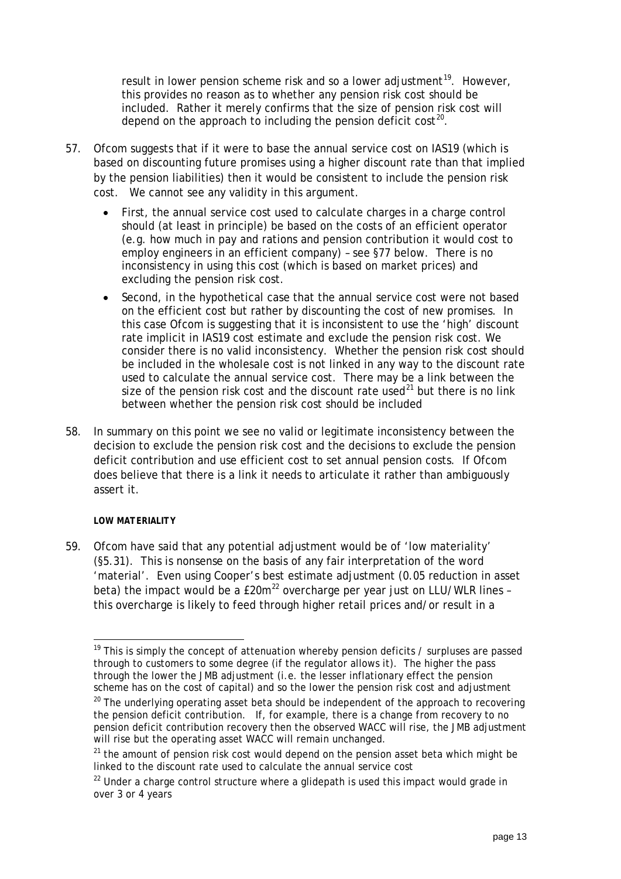result in lower pension scheme risk and so a lower adjustment[19]. However, this provides no reason as to whether any pension risk cost should be included. Rather it merely confirms that the size of pension risk cost will depend on the approach to including the pension deficit cost[20].

57. Ofcom suggests that if it were to base the annual service cost on IAS19 (which is based on discounting future promises using a higher discount rate than that implied by the pension liabilities) then it would be consistent to include the pension risk cost. We cannot see any validity in this argument.

    - First, the annual service cost used to calculate charges in a charge control should (at least in principle) be based on the costs of an efficient operator (e.g. how much in pay and rations and pension contribution it would cost to employ engineers in an efficient company) – see §77 below. There is no inconsistency in using this cost (which is based on market prices) and excluding the pension risk cost.
    - Second, in the hypothetical case that the annual service cost were not based on the efficient cost but rather by discounting the cost of new promises. In this case Ofcom is suggesting that it is inconsistent to use the 'high' discount rate implicit in IAS19 cost estimate and exclude the pension risk cost. We consider there is no valid inconsistency. Whether the pension risk cost should be included in the wholesale cost is not linked in any way to the discount rate used to calculate the annual service cost. There may be a link between the size of the pension risk cost and the discount rate used[21] but there is no link between whether the pension risk cost should be included

58. In summary on this point we see no valid or legitimate inconsistency between the decision to exclude the pension risk cost and the decisions to exclude the pension deficit contribution and use efficient cost to set annual pension costs. If Ofcom does believe that there is a link it needs to articulate it rather than ambiguously assert it.

**LOW MATERIALITY**

59. Ofcom have said that any potential adjustment would be of 'low materiality' (§5.31). This is nonsense on the basis of any fair interpretation of the word 'material'. Even using Cooper's best estimate adjustment (0.05 reduction in asset beta) the impact would be a £20m[22] overcharge per year just on LLU/WLR lines – this overcharge is likely to feed through higher retail prices and/or result in a

---

[19] This is simply the concept of attenuation whereby pension deficits / surpluses are passed through to customers to some degree (if the regulator allows it). The higher the pass through the lower the JMB adjustment (i.e. the lesser inflationary effect the pension scheme has on the cost of capital) and so the lower the pension risk cost and adjustment

[20] The underlying operating asset beta should be independent of the approach to recovering the pension deficit contribution. If, for example, there is a change from recovery to no pension deficit contribution recovery then the observed WACC will rise, the JMB adjustment will rise but the operating asset WACC will remain unchanged.

[21] the amount of pension risk cost would depend on the pension asset beta which might be linked to the discount rate used to calculate the annual service cost

[22] Under a charge control structure where a glidepath is used this impact would grade in over 3 or 4 years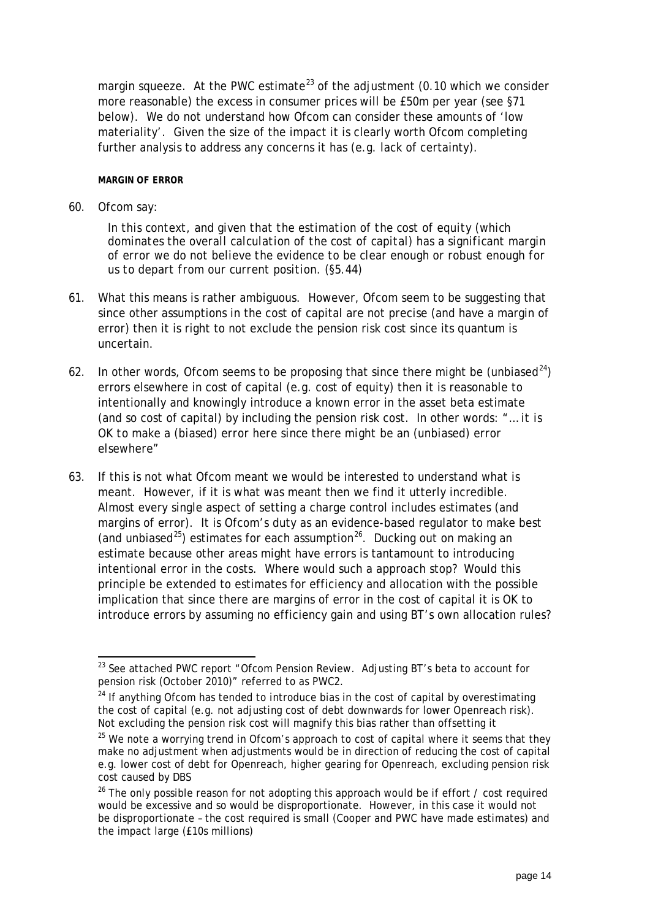margin squeeze. At the PWC estimate[23] of the adjustment (0.10 which we consider more reasonable) the excess in consumer prices will be £50m per year (see §71 below). We do not understand how Ofcom can consider these amounts of 'low materiality'. Given the size of the impact it is clearly worth Ofcom completing further analysis to address any concerns it has (e.g. lack of certainty).

**MARGIN OF ERROR**

60. Ofcom say:

> *In this context, and given that the estimation of the cost of equity (which dominates the overall calculation of the cost of capital) has a significant margin of error we do not believe the evidence to be clear enough or robust enough for us to depart from our current position. (§5.44)*

61. What this means is rather ambiguous. However, Ofcom seem to be suggesting that since other assumptions in the cost of capital are not precise (and have a margin of error) then it is right to not exclude the pension risk cost since its quantum is uncertain.

62. In other words, Ofcom seems to be proposing that since there might be (unbiased[24]) errors elsewhere in cost of capital (e.g. cost of equity) then it is reasonable to intentionally and knowingly introduce a known error in the asset beta estimate (and so cost of capital) by including the pension risk cost. In other words: "*… it is OK to make a (biased) error here since there might be an (unbiased) error elsewhere*"

63. If this is not what Ofcom meant we would be interested to understand what is meant. However, if it is what was meant then we find it utterly incredible. Almost every single aspect of setting a charge control includes estimates (and margins of error). It is Ofcom's duty as an evidence-based regulator to make best (and unbiased[25]) estimates for each assumption[26]. Ducking out on making an estimate because other areas might have errors is tantamount to introducing intentional error in the costs. Where would such a approach stop? Would this principle be extended to estimates for efficiency and allocation with the possible implication that since there are margins of error in the cost of capital it is OK to introduce errors by assuming no efficiency gain and using BT's own allocation rules?

---

[23] See attached PWC report "Ofcom Pension Review. Adjusting BT's beta to account for pension risk (October 2010)" referred to as PWC2.

[24] If anything Ofcom has tended to introduce bias in the cost of capital by overestimating the cost of capital (e.g. not adjusting cost of debt downwards for lower Openreach risk). Not excluding the pension risk cost will magnify this bias rather than offsetting it

[25] We note a worrying trend in Ofcom's approach to cost of capital where it seems that they make no adjustment when adjustments would be in direction of reducing the cost of capital e.g. lower cost of debt for Openreach, higher gearing for Openreach, excluding pension risk cost caused by DBS

[26] The only possible reason for not adopting this approach would be if effort / cost required would be excessive and so would be disproportionate. However, in this case it would not be disproportionate – the cost required is small (Cooper and PWC have made estimates) and the impact large (£10s millions)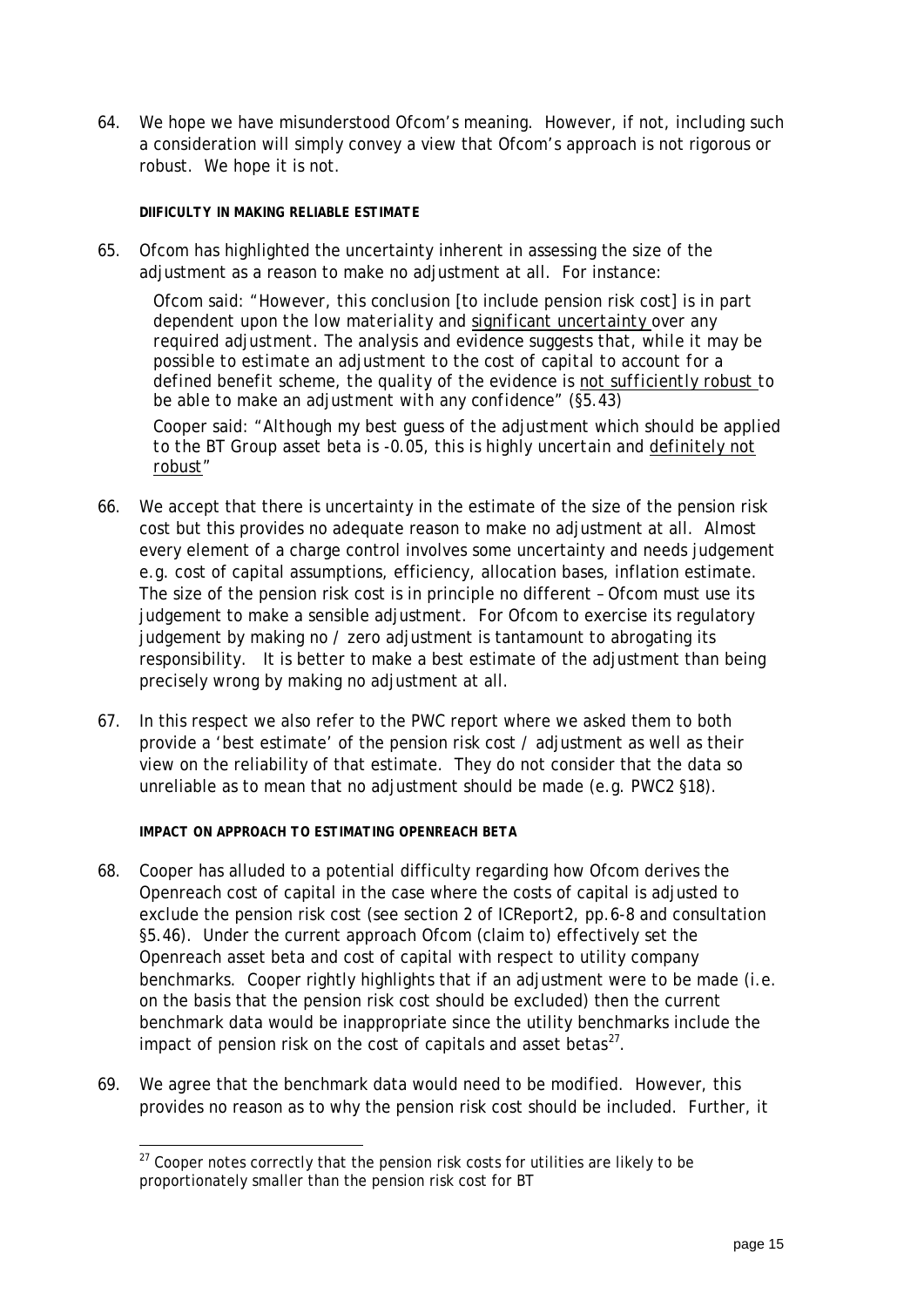64. We hope we have misunderstood Ofcom's meaning. However, if not, including such a consideration will simply convey a view that Ofcom's approach is not rigorous or robust. We hope it is not.

**DIIFICULTY IN MAKING RELIABLE ESTIMATE**

65. Ofcom has highlighted the uncertainty inherent in assessing the size of the adjustment as a reason to make no adjustment at all. For instance:

   *Ofcom said: "However, this conclusion [to include pension risk cost] is in part dependent upon the low materiality and <u>significant uncertainty</u> over any required adjustment. The analysis and evidence suggests that, while it may be possible to estimate an adjustment to the cost of capital to account for a defined benefit scheme, the quality of the evidence is <u>not sufficiently robust</u> to be able to make an adjustment with any confidence" (§5.43)*

   *Cooper said: "Although my best guess of the adjustment which should be applied to the BT Group asset beta is -0.05, this is highly uncertain and <u>definitely not robust</u>"*

66. We accept that there is uncertainty in the estimate of the size of the pension risk cost but this provides no adequate reason to make no adjustment at all. Almost every element of a charge control involves some uncertainty and needs judgement e.g. cost of capital assumptions, efficiency, allocation bases, inflation estimate. The size of the pension risk cost is in principle no different – Ofcom must use its judgement to make a sensible adjustment. For Ofcom to exercise its regulatory judgement by making no / zero adjustment is tantamount to abrogating its responsibility. It is better to make a best estimate of the adjustment than being precisely wrong by making no adjustment at all.

67. In this respect we also refer to the PWC report where we asked them to both provide a 'best estimate' of the pension risk cost / adjustment as well as their view on the reliability of that estimate. They do not consider that the data so unreliable as to mean that no adjustment should be made (e.g. PWC2 §18).

**IMPACT ON APPROACH TO ESTIMATING OPENREACH BETA**

68. Cooper has alluded to a potential difficulty regarding how Ofcom derives the Openreach cost of capital in the case where the costs of capital is adjusted to exclude the pension risk cost (see section 2 of ICReport2, pp.6-8 and consultation §5.46). Under the current approach Ofcom (claim to) effectively set the Openreach asset beta and cost of capital with respect to utility company benchmarks. Cooper rightly highlights that if an adjustment were to be made (i.e. on the basis that the pension risk cost should be excluded) then the current benchmark data would be inappropriate since the utility benchmarks include the impact of pension risk on the cost of capitals and asset betas[27].

69. We agree that the benchmark data would need to be modified. However, this provides no reason as to why the pension risk cost should be included. Further, it

[27] Cooper notes correctly that the pension risk costs for utilities are likely to be proportionately smaller than the pension risk cost for BT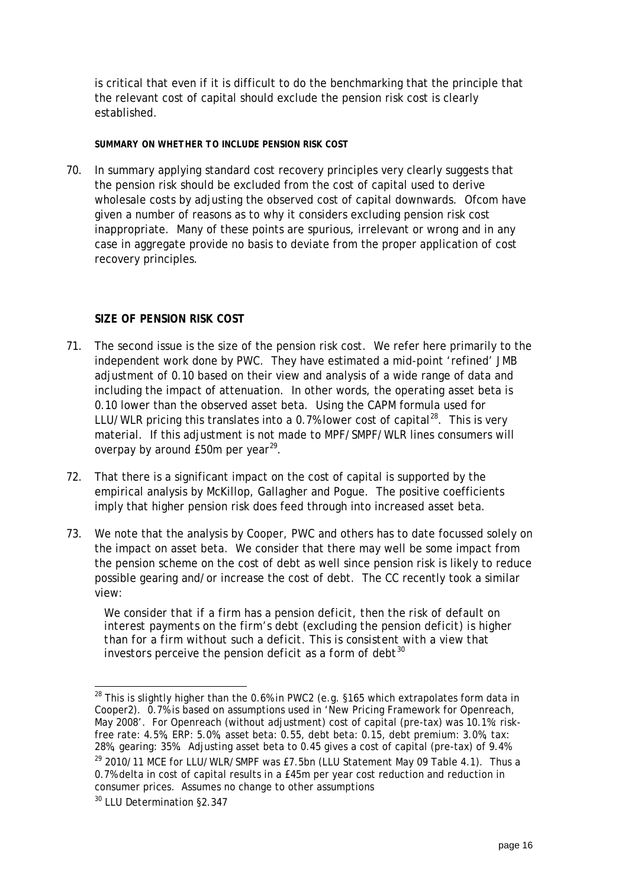is critical that even if it is difficult to do the benchmarking that the principle that the relevant cost of capital should exclude the pension risk cost is clearly established.

**SUMMARY ON WHETHER TO INCLUDE PENSION RISK COST**

70. In summary applying standard cost recovery principles very clearly suggests that the pension risk should be excluded from the cost of capital used to derive wholesale costs by adjusting the observed cost of capital downwards. Ofcom have given a number of reasons as to why it considers excluding pension risk cost inappropriate. Many of these points are spurious, irrelevant or wrong and in any case in aggregate provide no basis to deviate from the proper application of cost recovery principles.

## SIZE OF PENSION RISK COST

71. The second issue is the size of the pension risk cost. We refer here primarily to the independent work done by PWC. They have estimated a mid-point 'refined' JMB adjustment of 0.10 based on their view and analysis of a wide range of data and including the impact of attenuation. In other words, the operating asset beta is 0.10 lower than the observed asset beta. Using the CAPM formula used for LLU/WLR pricing this translates into a 0.7% lower cost of capital[28]. This is very material. If this adjustment is not made to MPF/SMPF/WLR lines consumers will overpay by around £50m per year[29].

72. That there is a significant impact on the cost of capital is supported by the empirical analysis by McKillop, Gallagher and Pogue. The positive coefficients imply that higher pension risk does feed through into increased asset beta.

73. We note that the analysis by Cooper, PWC and others has to date focussed solely on the impact on asset beta. We consider that there may well be some impact from the pension scheme on the cost of debt as well since pension risk is likely to reduce possible gearing and/or increase the cost of debt. The CC recently took a similar view:

> *We consider that if a firm has a pension deficit, then the risk of default on interest payments on the firm's debt (excluding the pension deficit) is higher than for a firm without such a deficit. This is consistent with a view that investors perceive the pension deficit as a form of debt*[30]

---

[28] This is slightly higher than the 0.6% in PWC2 (e.g. §165 which extrapolates form data in Cooper2). 0.7% is based on assumptions used in 'New Pricing Framework for Openreach, May 2008'. For Openreach (without adjustment) cost of capital (pre-tax) was 10.1%; risk-free rate: 4.5%, ERP: 5.0%, asset beta: 0.55, debt beta: 0.15, debt premium: 3.0%, tax: 28%, gearing: 35%. Adjusting asset beta to 0.45 gives a cost of capital (pre-tax) of 9.4%

[29] 2010/11 MCE for LLU/WLR/SMPF was £7.5bn (LLU Statement May 09 Table 4.1). Thus a 0.7% delta in cost of capital results in a £45m per year cost reduction and reduction in consumer prices. Assumes no change to other assumptions

[30] LLU Determination §2.347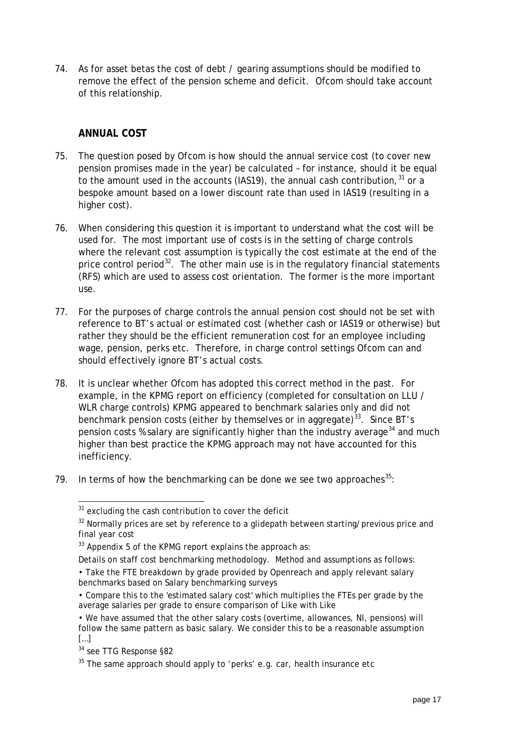74. As for asset betas the cost of debt / gearing assumptions should be modified to remove the effect of the pension scheme and deficit. Ofcom should take account of this relationship.

## ANNUAL COST

75. The question posed by Ofcom is how should the annual service cost (to cover new pension promises made in the year) be calculated – for instance, should it be equal to the amount used in the accounts (IAS19), the annual cash contribution,[31] or a bespoke amount based on a lower discount rate than used in IAS19 (resulting in a higher cost).

76. When considering this question it is important to understand what the cost will be used for. The most important use of costs is in the setting of charge controls where the relevant cost assumption is typically the cost estimate at the end of the price control period[32]. The other main use is in the regulatory financial statements (RFS) which are used to assess cost orientation. The former is the more important use.

77. For the purposes of charge controls the annual pension cost should not be set with reference to BT's actual or estimated cost (whether cash or IAS19 or otherwise) but rather they should be the efficient remuneration cost for an employee including wage, pension, perks etc. Therefore, in charge control settings Ofcom can and should effectively ignore BT's actual costs.

78. It is unclear whether Ofcom has adopted this correct method in the past. For example, in the KPMG report on efficiency (completed for consultation on LLU / WLR charge controls) KPMG appeared to benchmark salaries only and did not benchmark pension costs (either by themselves or in aggregate)[33]. Since BT's pension costs %salary are significantly higher than the industry average[34] and much higher than best practice the KPMG approach may not have accounted for this inefficiency.

79. In terms of how the benchmarking can be done we see two approaches[35]:

---

[31] excluding the cash contribution to cover the deficit

[32] Normally prices are set by reference to a glidepath between starting/previous price and final year cost

[33] Appendix 5 of the KPMG report explains the approach as:

*Details on staff cost benchmarking methodology. Method and assumptions as follows:*

*• Take the FTE breakdown by grade provided by Openreach and apply relevant salary benchmarks based on Salary benchmarking surveys*

*• Compare this to the 'estimated salary cost' which multiplies the FTEs per grade by the average salaries per grade to ensure comparison of Like with Like*

*• We have assumed that the other salary costs (overtime, allowances, NI, pensions) will follow the same pattern as basic salary. We consider this to be a reasonable assumption […]*

[34] see TTG Response §82

[35] The same approach should apply to 'perks' e.g. car, health insurance etc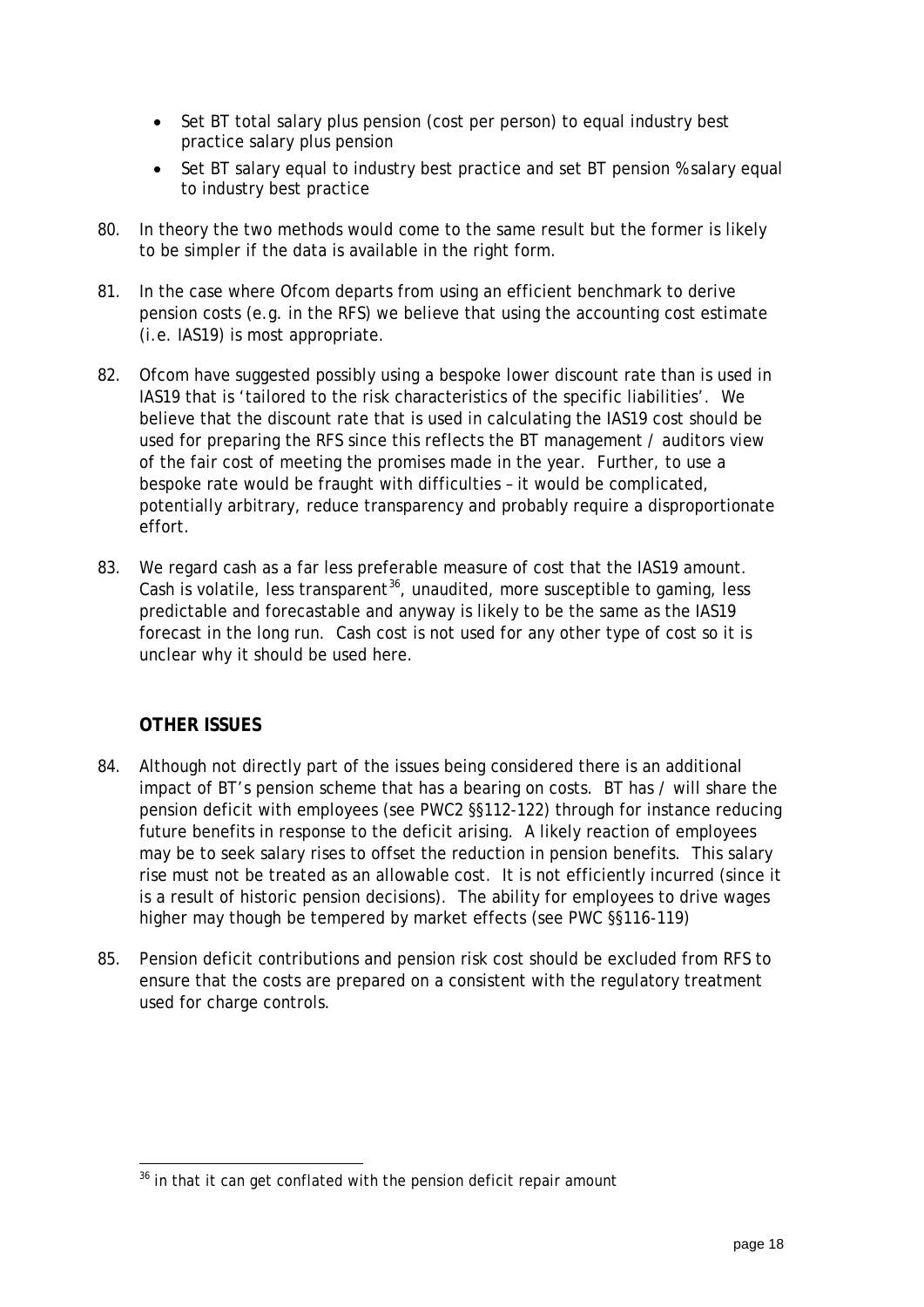- Set BT total salary plus pension (cost per person) to equal industry best practice salary plus pension
- Set BT salary equal to industry best practice and set BT pension % salary equal to industry best practice

80. In theory the two methods would come to the same result but the former is likely to be simpler if the data is available in the right form.

81. In the case where Ofcom departs from using an efficient benchmark to derive pension costs (e.g. in the RFS) we believe that using the accounting cost estimate (i.e. IAS19) is most appropriate.

82. Ofcom have suggested possibly using a bespoke lower discount rate than is used in IAS19 that is 'tailored to the risk characteristics of the specific liabilities'. We believe that the discount rate that is used in calculating the IAS19 cost should be used for preparing the RFS since this reflects the BT management / auditors view of the fair cost of meeting the promises made in the year. Further, to use a bespoke rate would be fraught with difficulties – it would be complicated, potentially arbitrary, reduce transparency and probably require a disproportionate effort.

83. We regard cash as a far less preferable measure of cost that the IAS19 amount. Cash is volatile, less transparent[36], unaudited, more susceptible to gaming, less predictable and forecastable and anyway is likely to be the same as the IAS19 forecast in the long run. Cash cost is not used for any other type of cost so it is unclear why it should be used here.

## OTHER ISSUES

84. Although not directly part of the issues being considered there is an additional impact of BT's pension scheme that has a bearing on costs. BT has / will share the pension deficit with employees (see PWC2 §§112-122) through for instance reducing future benefits in response to the deficit arising. A likely reaction of employees may be to seek salary rises to offset the reduction in pension benefits. This salary rise must not be treated as an allowable cost. It is not efficiently incurred (since it is a result of historic pension decisions). The ability for employees to drive wages higher may though be tempered by market effects (see PWC §§116-119)

85. Pension deficit contributions and pension risk cost should be excluded from RFS to ensure that the costs are prepared on a consistent with the regulatory treatment used for charge controls.

[36] in that it can get conflated with the pension deficit repair amount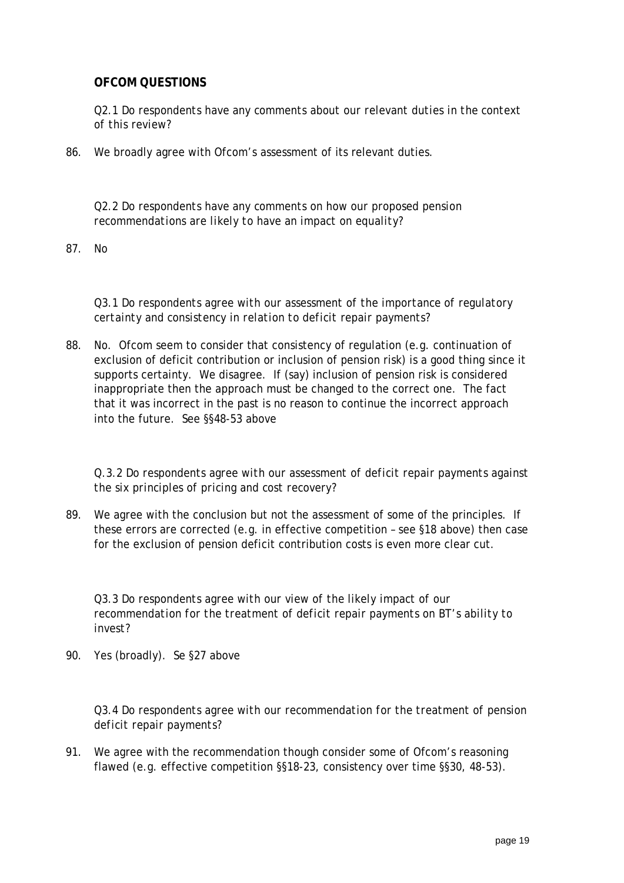## OFCOM QUESTIONS

*Q2.1 Do respondents have any comments about our relevant duties in the context of this review?*

86. We broadly agree with Ofcom's assessment of its relevant duties.

*Q2.2 Do respondents have any comments on how our proposed pension recommendations are likely to have an impact on equality?*

87. No

*Q3.1 Do respondents agree with our assessment of the importance of regulatory certainty and consistency in relation to deficit repair payments?*

88. No. Ofcom seem to consider that consistency of regulation (e.g. continuation of exclusion of deficit contribution or inclusion of pension risk) is a good thing since it supports certainty. We disagree. If (say) inclusion of pension risk is considered inappropriate then the approach must be changed to the correct one. The fact that it was incorrect in the past is no reason to continue the incorrect approach into the future. See §§48-53 above

*Q.3.2 Do respondents agree with our assessment of deficit repair payments against the six principles of pricing and cost recovery?*

89. We agree with the conclusion but not the assessment of some of the principles. If these errors are corrected (e.g. in effective competition – see §18 above) then case for the exclusion of pension deficit contribution costs is even more clear cut.

*Q3.3 Do respondents agree with our view of the likely impact of our recommendation for the treatment of deficit repair payments on BT's ability to invest?*

90. Yes (broadly). Se §27 above

*Q3.4 Do respondents agree with our recommendation for the treatment of pension deficit repair payments?*

91. We agree with the recommendation though consider some of Ofcom's reasoning flawed (e.g. effective competition §§18-23, consistency over time §§30, 48-53).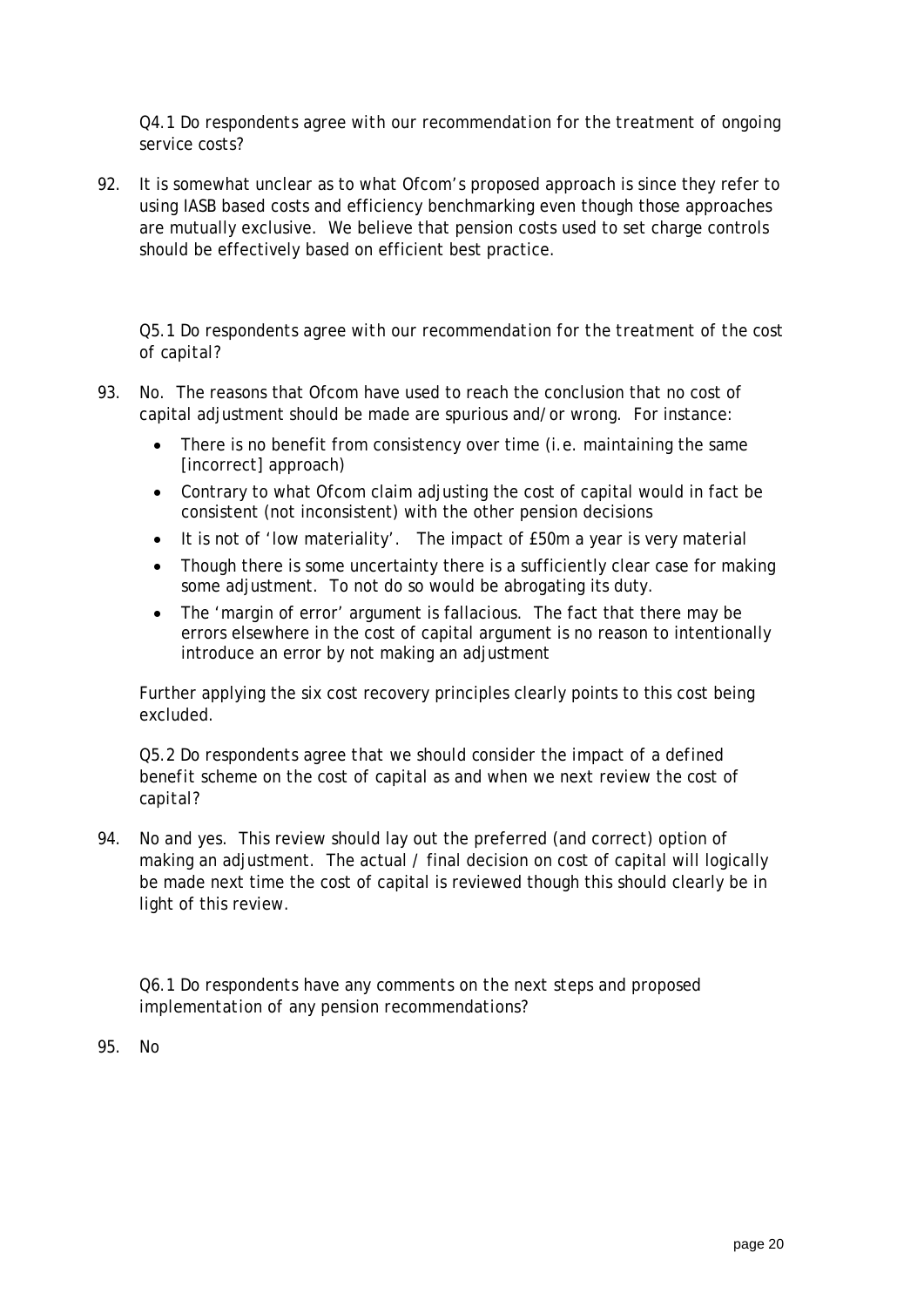*Q4.1 Do respondents agree with our recommendation for the treatment of ongoing service costs?*

92. It is somewhat unclear as to what Ofcom's proposed approach is since they refer to using IASB based costs and efficiency benchmarking even though those approaches are mutually exclusive. We believe that pension costs used to set charge controls should be effectively based on efficient best practice.

*Q5.1 Do respondents agree with our recommendation for the treatment of the cost of capital?*

93. No. The reasons that Ofcom have used to reach the conclusion that no cost of capital adjustment should be made are spurious and/or wrong. For instance:

    - There is no benefit from consistency over time (i.e. maintaining the same [incorrect] approach)
    - Contrary to what Ofcom claim adjusting the cost of capital would in fact be consistent (not inconsistent) with the other pension decisions
    - It is not of 'low materiality'. The impact of £50m a year is very material
    - Though there is some uncertainty there is a sufficiently clear case for making some adjustment. To not do so would be abrogating its duty.
    - The 'margin of error' argument is fallacious. The fact that there may be errors elsewhere in the cost of capital argument is no reason to intentionally introduce an error by not making an adjustment

    Further applying the six cost recovery principles clearly points to this cost being excluded.

*Q5.2 Do respondents agree that we should consider the impact of a defined benefit scheme on the cost of capital as and when we next review the cost of capital?*

94. No and yes. This review should lay out the preferred (and correct) option of making an adjustment. The actual / final decision on cost of capital will logically be made next time the cost of capital is reviewed though this should clearly be in light of this review.

*Q6.1 Do respondents have any comments on the next steps and proposed implementation of any pension recommendations?*

95. No